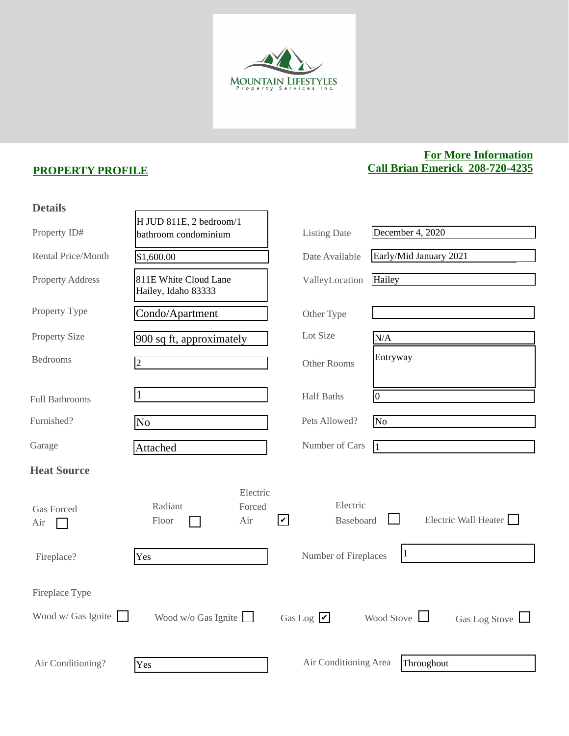MOUNTAIN LIFESTYLES
Property Services Inc.

## PROPERTY PROFILE

**For More Information**
**Call Brian Emerick 208-720-4235**

### Details

| | | | |
|---|---|---|---|
| Property ID# | H JUD 811E, 2 bedroom/1 bathroom condominium | Listing Date | December 4, 2020 |
| Rental Price/Month | $1,600.00 | Date Available | Early/Mid January 2021 |
| Property Address | 811E White Cloud Lane Hailey, Idaho 83333 | ValleyLocation | Hailey |
| Property Type | Condo/Apartment | Other Type | |
| Property Size | 900 sq ft, approximately | Lot Size | N/A |
| Bedrooms | 2 | Other Rooms | Entryway |
| Full Bathrooms | 1 | Half Baths | 0 |
| Furnished? | No | Pets Allowed? | No |
| Garage | Attached | Number of Cars | 1 |

### Heat Source

- Gas Forced Air ☐
- Radiant Floor ☐
- Electric Forced Air ☑
- Electric Baseboard ☐
- Electric Wall Heater ☐

| | | | |
|---|---|---|---|
| Fireplace? | Yes | Number of Fireplaces | 1 |

Fireplace Type

- Wood w/ Gas Ignite ☐
- Wood w/o Gas Ignite ☐
- Gas Log ☑
- Wood Stove ☐
- Gas Log Stove ☐

| | | | |
|---|---|---|---|
| Air Conditioning? | Yes | Air Conditioning Area | Throughout |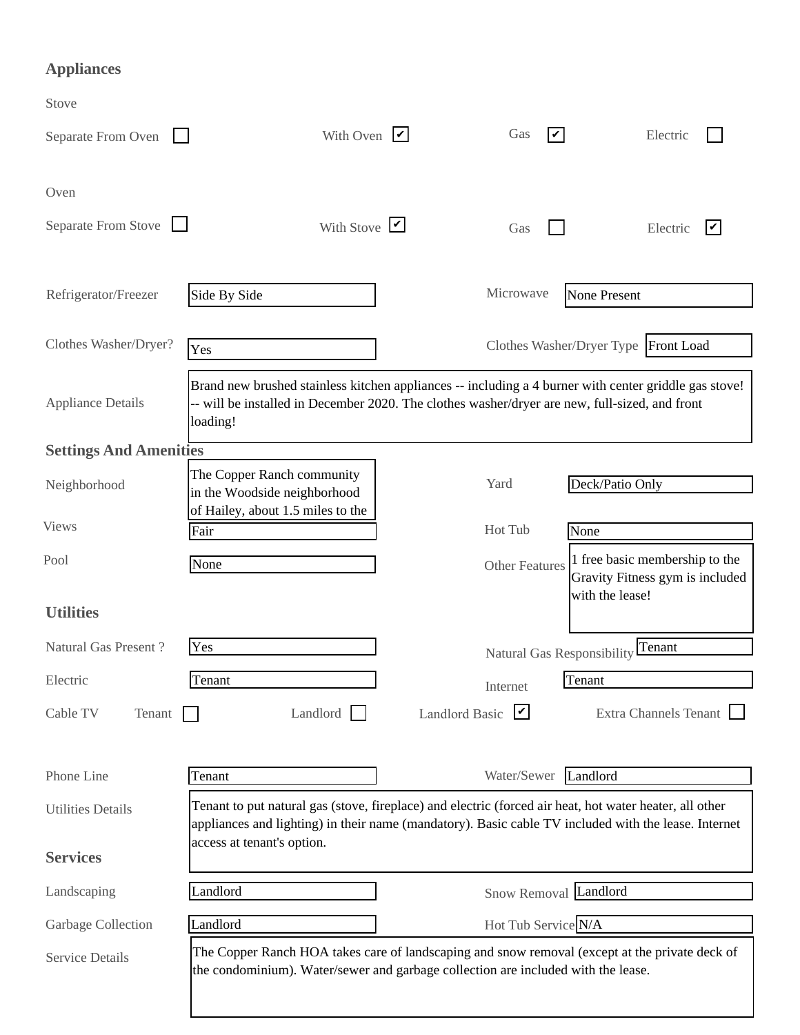## Appliances

**Stove**

Separate From Oven ☐ With Oven ☑ Gas ☑ Electric ☐

**Oven**

Separate From Stove ☐ With Stove ☑ Gas ☐ Electric ☑

| | |
|---|---|
| Refrigerator/Freezer | Side By Side |
| Microwave | None Present |
| Clothes Washer/Dryer? | Yes |
| Clothes Washer/Dryer Type | Front Load |
| Appliance Details | Brand new brushed stainless kitchen appliances -- including a 4 burner with center griddle gas stove! -- will be installed in December 2020. The clothes washer/dryer are new, full-sized, and front loading! |

## Settings And Amenities

| | |
|---|---|
| Neighborhood | The Copper Ranch community in the Woodside neighborhood of Hailey, about 1.5 miles to the |
| Yard | Deck/Patio Only |
| Views | Fair |
| Hot Tub | None |
| Pool | None |
| Other Features | 1 free basic membership to the Gravity Fitness gym is included with the lease! |

## Utilities

| | |
|---|---|
| Natural Gas Present ? | Yes |
| Natural Gas Responsibility | Tenant |
| Electric | Tenant |
| Internet | Tenant |

Cable TV: Tenant ☐ Landlord ☐ Landlord Basic ☑ Extra Channels Tenant ☐

| | |
|---|---|
| Phone Line | Tenant |
| Water/Sewer | Landlord |
| Utilities Details | Tenant to put natural gas (stove, fireplace) and electric (forced air heat, hot water heater, all other appliances and lighting) in their name (mandatory). Basic cable TV included with the lease. Internet access at tenant's option. |

## Services

| | |
|---|---|
| Landscaping | Landlord |
| Snow Removal | Landlord |
| Garbage Collection | Landlord |
| Hot Tub Service | N/A |
| Service Details | The Copper Ranch HOA takes care of landscaping and snow removal (except at the private deck of the condominium). Water/sewer and garbage collection are included with the lease. |